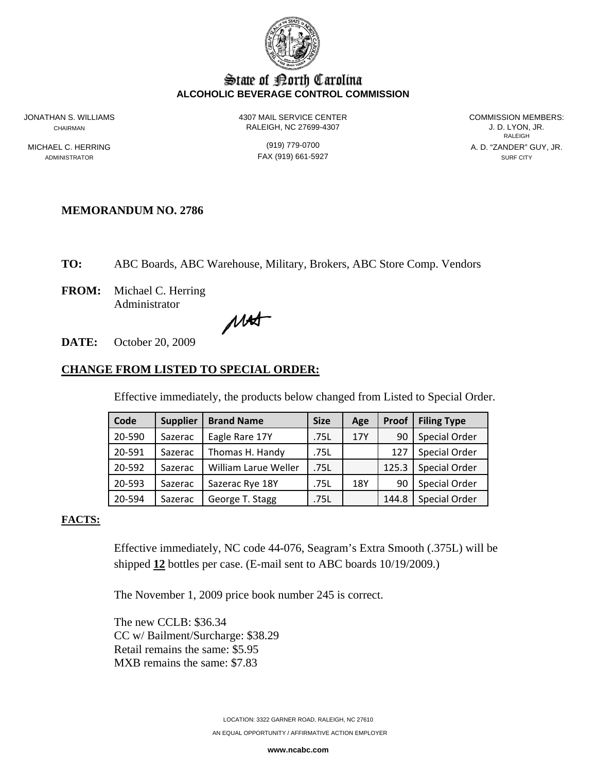State of North Carolina
**ALCOHOLIC BEVERAGE CONTROL COMMISSION**

JONATHAN S. WILLIAMS
CHAIRMAN

MICHAEL C. HERRING
ADMINISTRATOR

4307 MAIL SERVICE CENTER
RALEIGH, NC 27699-4307

(919) 779-0700
FAX (919) 661-5927

COMMISSION MEMBERS:
J. D. LYON, JR.
RALEIGH
A. D. "ZANDER" GUY, JR.
SURF CITY

**MEMORANDUM NO. 2786**

**TO:** ABC Boards, ABC Warehouse, Military, Brokers, ABC Store Comp. Vendors

**FROM:** Michael C. Herring
Administrator

**DATE:** October 20, 2009

## CHANGE FROM LISTED TO SPECIAL ORDER:

Effective immediately, the products below changed from Listed to Special Order.

| Code | Supplier | Brand Name | Size | Age | Proof | Filing Type |
|---|---|---|---|---|---|---|
| 20-590 | Sazerac | Eagle Rare 17Y | .75L | 17Y | 90 | Special Order |
| 20-591 | Sazerac | Thomas H. Handy | .75L | | 127 | Special Order |
| 20-592 | Sazerac | William Larue Weller | .75L | | 125.3 | Special Order |
| 20-593 | Sazerac | Sazerac Rye 18Y | .75L | 18Y | 90 | Special Order |
| 20-594 | Sazerac | George T. Stagg | .75L | | 144.8 | Special Order |

## FACTS:

Effective immediately, NC code 44-076, Seagram's Extra Smooth (.375L) will be shipped **12** bottles per case. (E-mail sent to ABC boards 10/19/2009.)

The November 1, 2009 price book number 245 is correct.

The new CCLB: $36.34
CC w/ Bailment/Surcharge: $38.29
Retail remains the same: $5.95
MXB remains the same: $7.83

LOCATION: 3322 GARNER ROAD, RALEIGH, NC 27610
AN EQUAL OPPORTUNITY / AFFIRMATIVE ACTION EMPLOYER
**www.ncabc.com**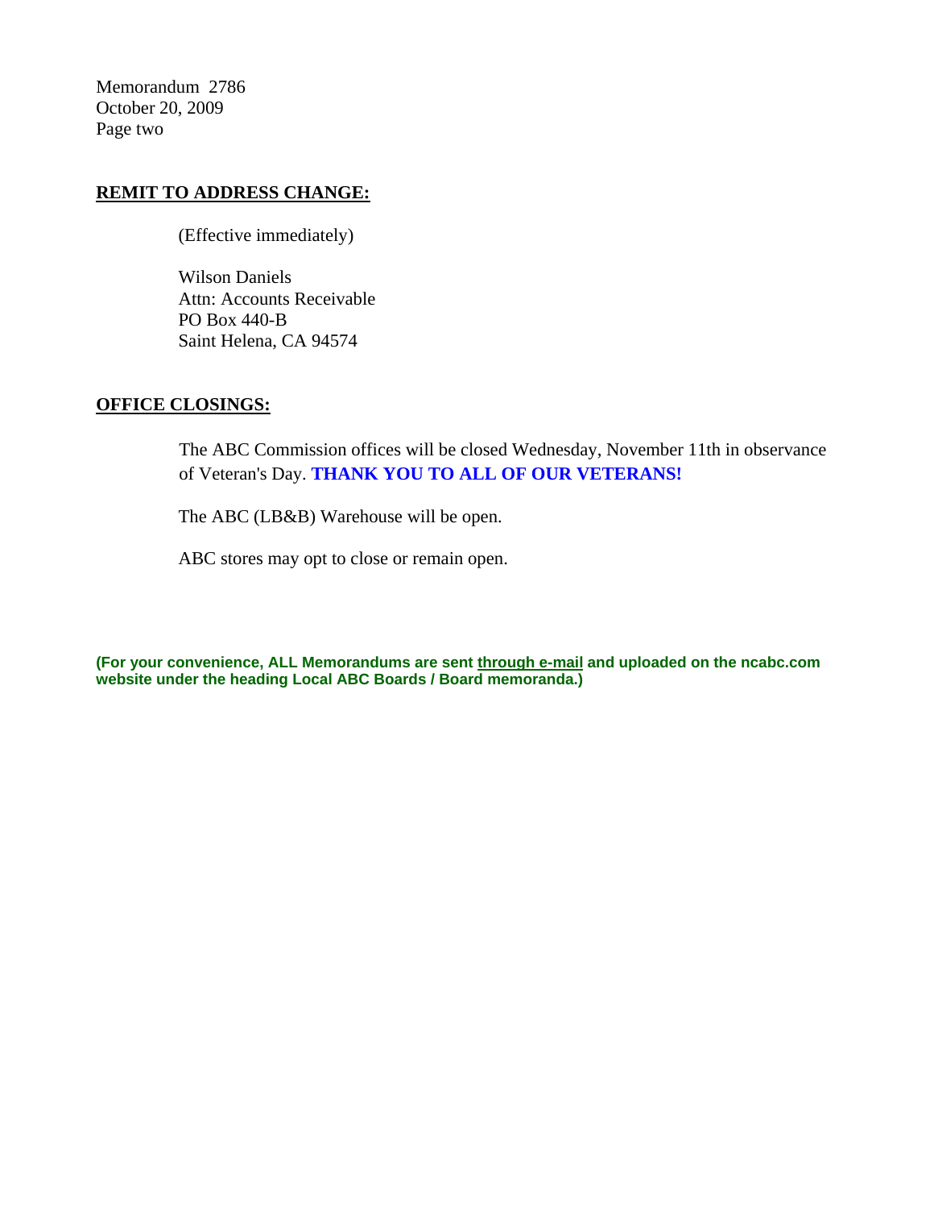Memorandum 2786
October 20, 2009
Page two

## REMIT TO ADDRESS CHANGE:

(Effective immediately)

Wilson Daniels
Attn: Accounts Receivable
PO Box 440-B
Saint Helena, CA 94574

## OFFICE CLOSINGS:

The ABC Commission offices will be closed Wednesday, November 11th in observance of Veteran's Day. **THANK YOU TO ALL OF OUR VETERANS!**

The ABC (LB&B) Warehouse will be open.

ABC stores may opt to close or remain open.

**(For your convenience, ALL Memorandums are sent through e-mail and uploaded on the ncabc.com website under the heading Local ABC Boards / Board memoranda.)**